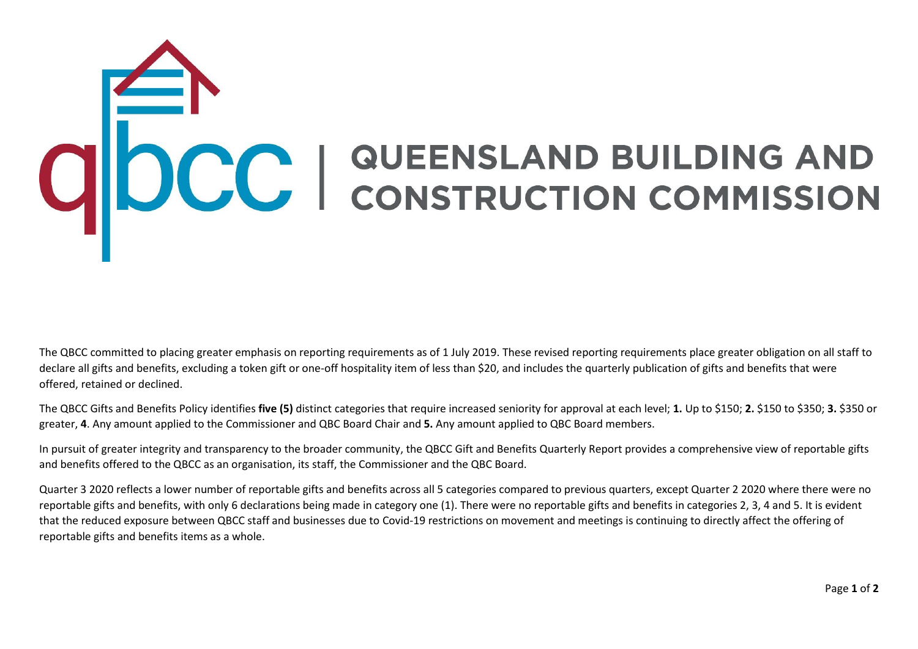# QUEENSLAND BUILDING AND CONSTRUCTION COMMISSION

The QBCC committed to placing greater emphasis on reporting requirements as of 1 July 2019. These revised reporting requirements place greater obligation on all staff to declare all gifts and benefits, excluding a token gift or one-off hospitality item of less than $20, and includes the quarterly publication of gifts and benefits that were offered, retained or declined.

The QBCC Gifts and Benefits Policy identifies **five (5)** distinct categories that require increased seniority for approval at each level; **1.** Up to $150; **2.** $150 to $350; **3.** $350 or greater, **4**. Any amount applied to the Commissioner and QBC Board Chair and **5.** Any amount applied to QBC Board members.

In pursuit of greater integrity and transparency to the broader community, the QBCC Gift and Benefits Quarterly Report provides a comprehensive view of reportable gifts and benefits offered to the QBCC as an organisation, its staff, the Commissioner and the QBC Board.

Quarter 3 2020 reflects a lower number of reportable gifts and benefits across all 5 categories compared to previous quarters, except Quarter 2 2020 where there were no reportable gifts and benefits, with only 6 declarations being made in category one (1). There were no reportable gifts and benefits in categories 2, 3, 4 and 5. It is evident that the reduced exposure between QBCC staff and businesses due to Covid-19 restrictions on movement and meetings is continuing to directly affect the offering of reportable gifts and benefits items as a whole.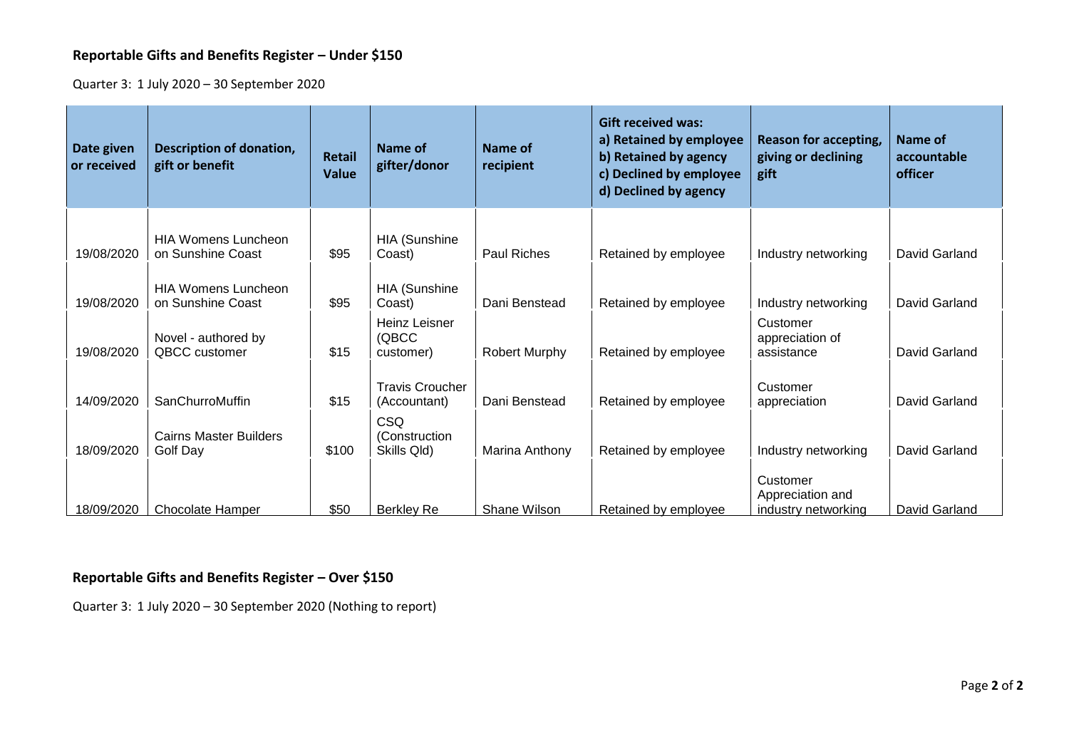## Reportable Gifts and Benefits Register – Under $150

Quarter 3: 1 July 2020 – 30 September 2020

| Date given or received | Description of donation, gift or benefit | Retail Value | Name of gifter/donor | Name of recipient | Gift received was: a) Retained by employee b) Retained by agency c) Declined by employee d) Declined by agency | Reason for accepting, giving or declining gift | Name of accountable officer |
|---|---|---|---|---|---|---|---|
| 19/08/2020 | HIA Womens Luncheon on Sunshine Coast | $95 | HIA (Sunshine Coast) | Paul Riches | Retained by employee | Industry networking | David Garland |
| 19/08/2020 | HIA Womens Luncheon on Sunshine Coast | $95 | HIA (Sunshine Coast) | Dani Benstead | Retained by employee | Industry networking | David Garland |
| 19/08/2020 | Novel - authored by QBCC customer | $15 | Heinz Leisner (QBCC customer) | Robert Murphy | Retained by employee | Customer appreciation of assistance | David Garland |
| 14/09/2020 | SanChurroMuffin | $15 | Travis Croucher (Accountant) | Dani Benstead | Retained by employee | Customer appreciation | David Garland |
| 18/09/2020 | Cairns Master Builders Golf Day | $100 | CSQ (Construction Skills Qld) | Marina Anthony | Retained by employee | Industry networking | David Garland |
| 18/09/2020 | Chocolate Hamper | $50 | Berkley Re | Shane Wilson | Retained by employee | Customer Appreciation and industry networking | David Garland |

## Reportable Gifts and Benefits Register – Over $150

Quarter 3: 1 July 2020 – 30 September 2020 (Nothing to report)